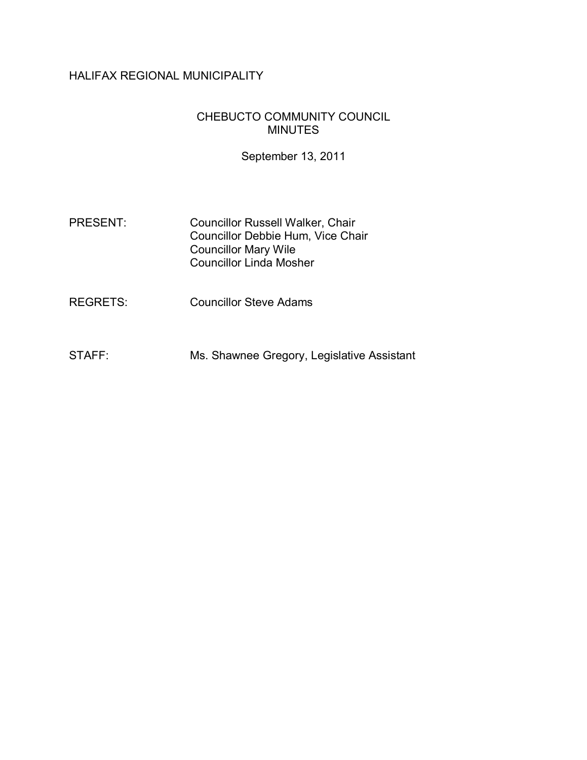HALIFAX REGIONAL MUNICIPALITY

# CHEBUCTO COMMUNITY COUNCIL MINUTES

September 13, 2011

PRESENT: Councillor Russell Walker, Chair
Councillor Debbie Hum, Vice Chair
Councillor Mary Wile
Councillor Linda Mosher

REGRETS: Councillor Steve Adams

STAFF: Ms. Shawnee Gregory, Legislative Assistant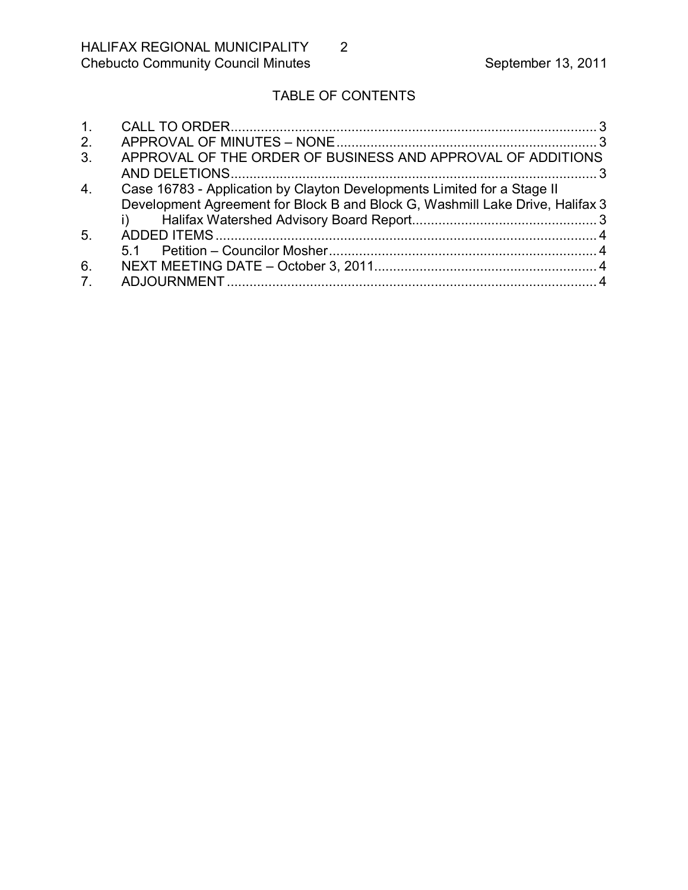## TABLE OF CONTENTS

1. CALL TO ORDER .................................................................................................. 3
2. APPROVAL OF MINUTES – NONE ..................................................................... 3
3. APPROVAL OF THE ORDER OF BUSINESS AND APPROVAL OF ADDITIONS AND DELETIONS .................................................................................................. 3
4. Case 16783 - Application by Clayton Developments Limited for a Stage II Development Agreement for Block B and Block G, Washmill Lake Drive, Halifax 3
   - i) Halifax Watershed Advisory Board Report ................................................. 3
5. ADDED ITEMS ...................................................................................................... 4
   - 5.1 Petition – Councilor Mosher ....................................................................... 4
6. NEXT MEETING DATE – October 3, 2011 ........................................................... 4
7. ADJOURNMENT ................................................................................................... 4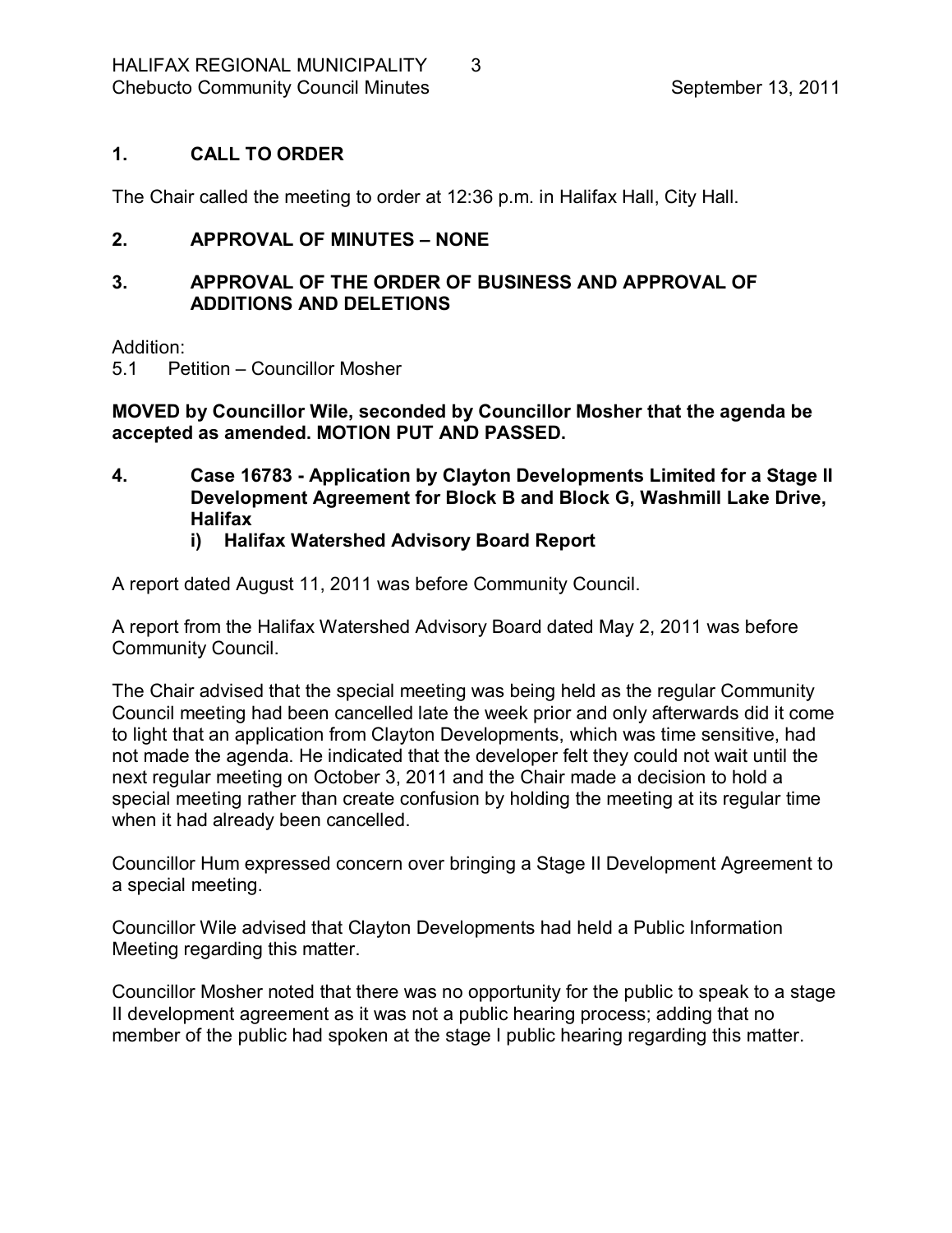## 1. CALL TO ORDER

The Chair called the meeting to order at 12:36 p.m. in Halifax Hall, City Hall.

## 2. APPROVAL OF MINUTES – NONE

## 3. APPROVAL OF THE ORDER OF BUSINESS AND APPROVAL OF ADDITIONS AND DELETIONS

Addition:
5.1 Petition – Councillor Mosher

**MOVED by Councillor Wile, seconded by Councillor Mosher that the agenda be accepted as amended. MOTION PUT AND PASSED.**

## 4. Case 16783 - Application by Clayton Developments Limited for a Stage II Development Agreement for Block B and Block G, Washmill Lake Drive, Halifax

### i) Halifax Watershed Advisory Board Report

A report dated August 11, 2011 was before Community Council.

A report from the Halifax Watershed Advisory Board dated May 2, 2011 was before Community Council.

The Chair advised that the special meeting was being held as the regular Community Council meeting had been cancelled late the week prior and only afterwards did it come to light that an application from Clayton Developments, which was time sensitive, had not made the agenda. He indicated that the developer felt they could not wait until the next regular meeting on October 3, 2011 and the Chair made a decision to hold a special meeting rather than create confusion by holding the meeting at its regular time when it had already been cancelled.

Councillor Hum expressed concern over bringing a Stage II Development Agreement to a special meeting.

Councillor Wile advised that Clayton Developments had held a Public Information Meeting regarding this matter.

Councillor Mosher noted that there was no opportunity for the public to speak to a stage II development agreement as it was not a public hearing process; adding that no member of the public had spoken at the stage I public hearing regarding this matter.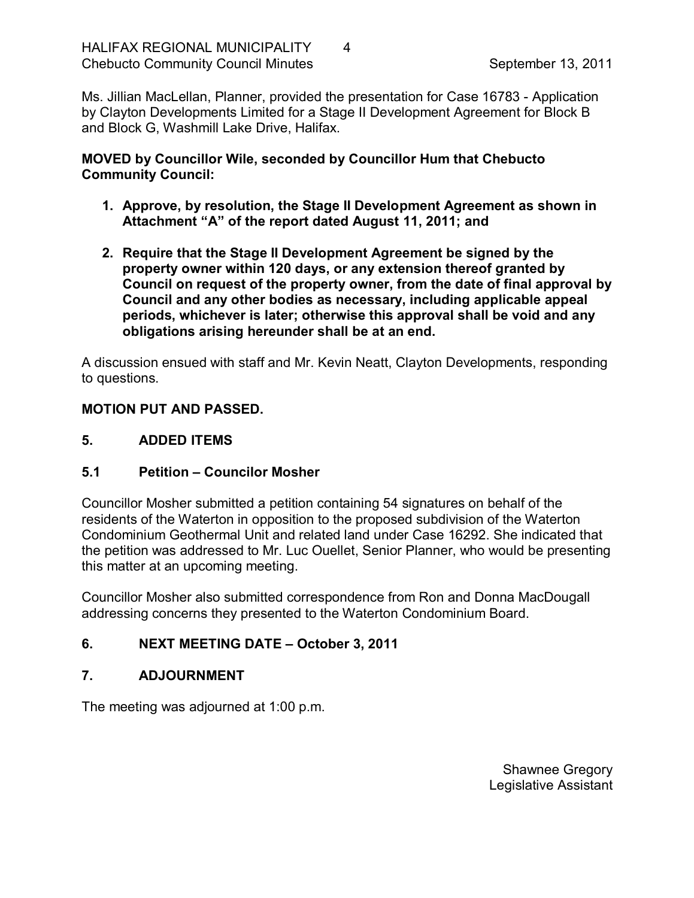Ms. Jillian MacLellan, Planner, provided the presentation for Case 16783 - Application by Clayton Developments Limited for a Stage II Development Agreement for Block B and Block G, Washmill Lake Drive, Halifax.

**MOVED by Councillor Wile, seconded by Councillor Hum that Chebucto Community Council:**

1. **Approve, by resolution, the Stage II Development Agreement as shown in Attachment "A" of the report dated August 11, 2011; and**
2. **Require that the Stage II Development Agreement be signed by the property owner within 120 days, or any extension thereof granted by Council on request of the property owner, from the date of final approval by Council and any other bodies as necessary, including applicable appeal periods, whichever is later; otherwise this approval shall be void and any obligations arising hereunder shall be at an end.**

A discussion ensued with staff and Mr. Kevin Neatt, Clayton Developments, responding to questions.

**MOTION PUT AND PASSED.**

## 5. ADDED ITEMS

### 5.1 Petition – Councilor Mosher

Councillor Mosher submitted a petition containing 54 signatures on behalf of the residents of the Waterton in opposition to the proposed subdivision of the Waterton Condominium Geothermal Unit and related land under Case 16292. She indicated that the petition was addressed to Mr. Luc Ouellet, Senior Planner, who would be presenting this matter at an upcoming meeting.

Councillor Mosher also submitted correspondence from Ron and Donna MacDougall addressing concerns they presented to the Waterton Condominium Board.

## 6. NEXT MEETING DATE – October 3, 2011

## 7. ADJOURNMENT

The meeting was adjourned at 1:00 p.m.

Shawnee Gregory
Legislative Assistant